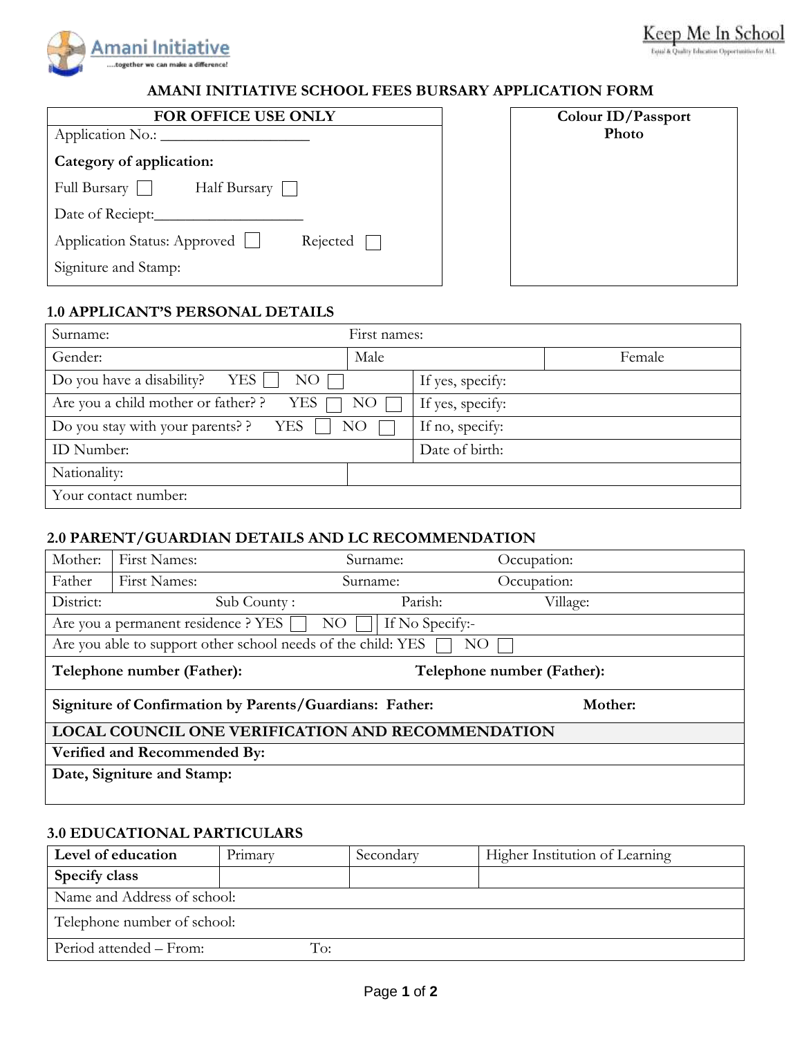Amani Initiative
....together we can make a difference!

Keep Me In School
Equal & Quality Education Opportunities for ALL

# AMANI INITIATIVE SCHOOL FEES BURSARY APPLICATION FORM

| FOR OFFICE USE ONLY |
|---|
| Application No.: ___________________ |
| **Category of application:** |
| Full Bursary ☐ Half Bursary ☐ |
| Date of Reciept:___________________ |
| Application Status: Approved ☐ Rejected ☐ |
| Signiture and Stamp: |

| Colour ID/Passport Photo |
|---|
| |

## 1.0 APPLICANT'S PERSONAL DETAILS

| | | |
|---|---|---|
| Surname: | First names: | |
| Gender: | Male | Female |
| Do you have a disability? YES ☐ NO ☐ | If yes, specify: | |
| Are you a child mother or father? ? YES ☐ NO ☐ | If yes, specify: | |
| Do you stay with your parents? ? YES ☐ NO ☐ | If no, specify: | |
| ID Number: | Date of birth: | |
| Nationality: | | |
| Your contact number: | | |

## 2.0 PARENT/GUARDIAN DETAILS AND LC RECOMMENDATION

| | | | | |
|---|---|---|---|---|
| Mother: | First Names: | Surname: | Occupation: | |
| Father | First Names: | Surname: | Occupation: | |
| District: | Sub County : | Parish: | Village: | |
| Are you a permanent residence ? YES ☐ NO ☐ If No Specify:- | | | | |
| Are you able to support other school needs of the child: YES ☐ NO ☐ | | | | |
| **Telephone number (Father):** | | **Telephone number (Father):** | | |
| **Signiture of Confirmation by Parents/Guardians: Father:** | | | **Mother:** | |
| **LOCAL COUNCIL ONE VERIFICATION AND RECOMMENDATION** | | | | |
| **Verified and Recommended By:** | | | | |
| **Date, Signiture and Stamp:** | | | | |

## 3.0 EDUCATIONAL PARTICULARS

| **Level of education** | Primary | Secondary | Higher Institution of Learning |
|---|---|---|---|
| **Specify class** | | | |
| Name and Address of school: | | | |
| Telephone number of school: | | | |
| Period attended – From: | To: | | |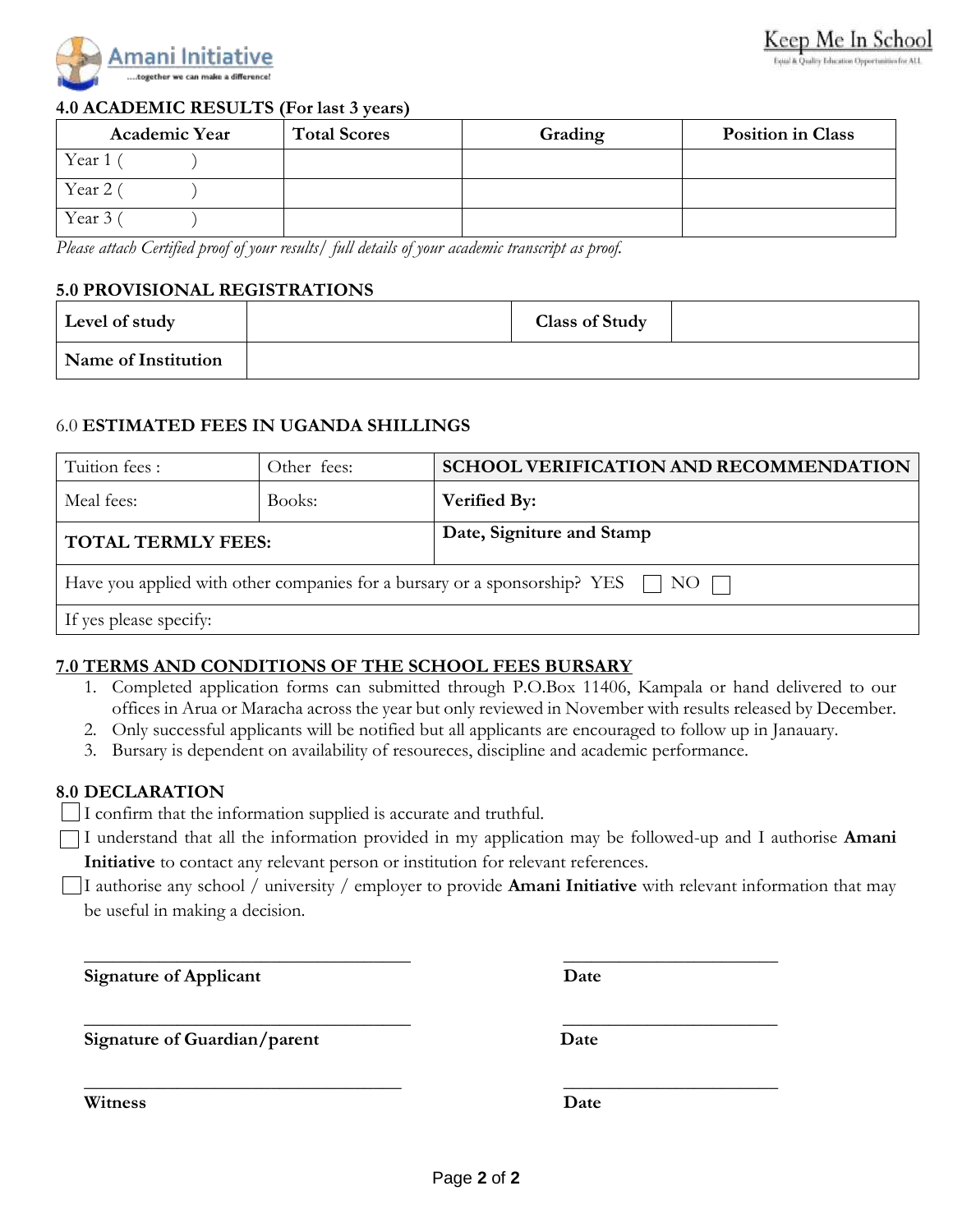### 4.0 ACADEMIC RESULTS (For last 3 years)

| Academic Year | Total Scores | Grading | Position in Class |
|---|---|---|---|
| Year 1 ( ) | | | |
| Year 2 ( ) | | | |
| Year 3 ( ) | | | |

*Please attach Certified proof of your results/ full details of your academic transcript as proof.*

### 5.0 PROVISIONAL REGISTRATIONS

| | | | |
|---|---|---|---|
| **Level of study** | | **Class of Study** | |
| **Name of Institution** | | | |

### 6.0 **ESTIMATED FEES IN UGANDA SHILLINGS**

| | | |
|---|---|---|
| Tuition fees : | Other fees: | **SCHOOL VERIFICATION AND RECOMMENDATION** |
| Meal fees: | Books: | **Verified By:** |
| **TOTAL TERMLY FEES:** | | **Date, Signiture and Stamp** |
| Have you applied with other companies for a bursary or a sponsorship? YES ☐ NO ☐ | | |
| If yes please specify: | | |

### 7.0 TERMS AND CONDITIONS OF THE SCHOOL FEES BURSARY

1. Completed application forms can submitted through P.O.Box 11406, Kampala or hand delivered to our offices in Arua or Maracha across the year but only reviewed in November with results released by December.
2. Only successful applicants will be notified but all applicants are encouraged to follow up in Janauary.
3. Bursary is dependent on availability of resoureces, discipline and academic performance.

### 8.0 DECLARATION

☐ I confirm that the information supplied is accurate and truthful.

☐ I understand that all the information provided in my application may be followed-up and I authorise **Amani Initiative** to contact any relevant person or institution for relevant references.

☐ I authorise any school / university / employer to provide **Amani Initiative** with relevant information that may be useful in making a decision.

\_\_\_\_\_\_\_\_\_\_\_\_\_\_\_\_\_\_\_\_\_\_\_\_\_\_\_\_\_\_\_\_\_\_\_ \_\_\_\_\_\_\_\_\_\_\_\_\_\_\_\_\_\_\_\_\_\_\_

**Signature of Applicant** **Date**

\_\_\_\_\_\_\_\_\_\_\_\_\_\_\_\_\_\_\_\_\_\_\_\_\_\_\_\_\_\_\_\_\_\_\_ \_\_\_\_\_\_\_\_\_\_\_\_\_\_\_\_\_\_\_\_\_\_\_

**Signature of Guardian/parent** **Date**

\_\_\_\_\_\_\_\_\_\_\_\_\_\_\_\_\_\_\_\_\_\_\_\_\_\_\_\_\_\_\_\_\_\_\_ \_\_\_\_\_\_\_\_\_\_\_\_\_\_\_\_\_\_\_\_\_\_\_

**Witness** **Date**